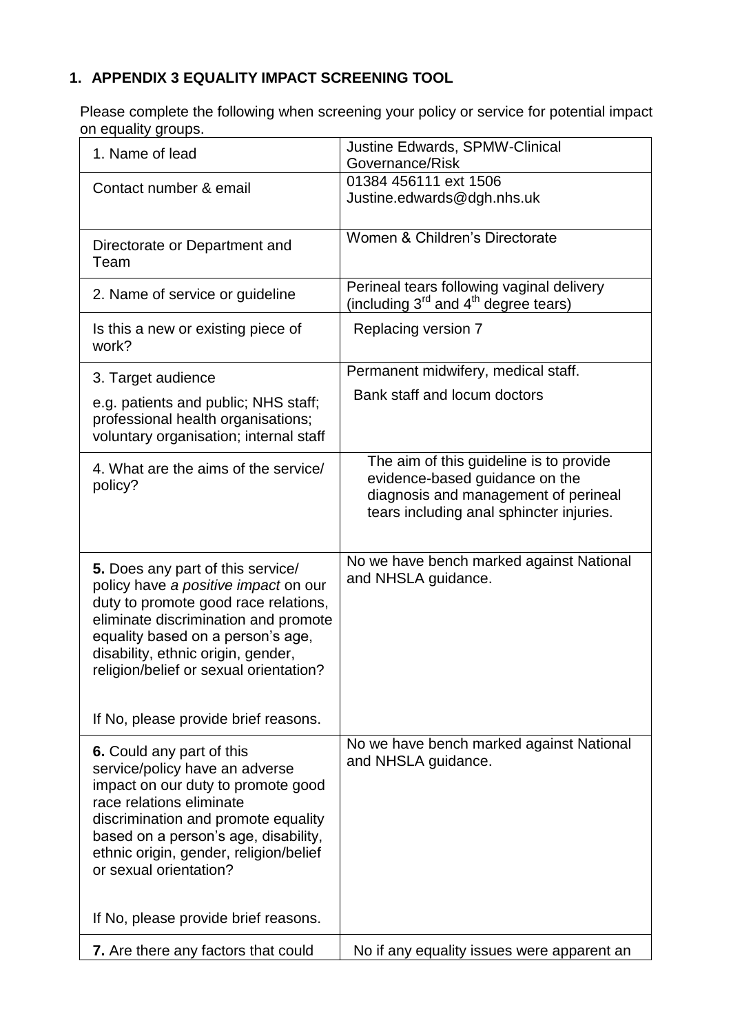## 1. APPENDIX 3 EQUALITY IMPACT SCREENING TOOL

Please complete the following when screening your policy or service for potential impact on equality groups.

| | |
|---|---|
| 1. Name of lead | Justine Edwards, SPMW-Clinical Governance/Risk |
| Contact number & email | 01384 456111 ext 1506<br>Justine.edwards@dgh.nhs.uk |
| Directorate or Department and Team | Women & Children's Directorate |
| 2. Name of service or guideline | Perineal tears following vaginal delivery (including 3rd and 4th degree tears) |
| Is this a new or existing piece of work? | Replacing version 7 |
| 3. Target audience<br>e.g. patients and public; NHS staff; professional health organisations; voluntary organisation; internal staff | Permanent midwifery, medical staff.<br>Bank staff and locum doctors |
| 4. What are the aims of the service/ policy? | The aim of this guideline is to provide evidence-based guidance on the diagnosis and management of perineal tears including anal sphincter injuries. |
| **5.** Does any part of this service/ policy have *a positive impact* on our duty to promote good race relations, eliminate discrimination and promote equality based on a person's age, disability, ethnic origin, gender, religion/belief or sexual orientation?<br><br>If No, please provide brief reasons. | No we have bench marked against National and NHSLA guidance. |
| **6.** Could any part of this service/policy have an adverse impact on our duty to promote good race relations eliminate discrimination and promote equality based on a person's age, disability, ethnic origin, gender, religion/belief or sexual orientation?<br><br>If No, please provide brief reasons. | No we have bench marked against National and NHSLA guidance. |
| **7.** Are there any factors that could | No if any equality issues were apparent an |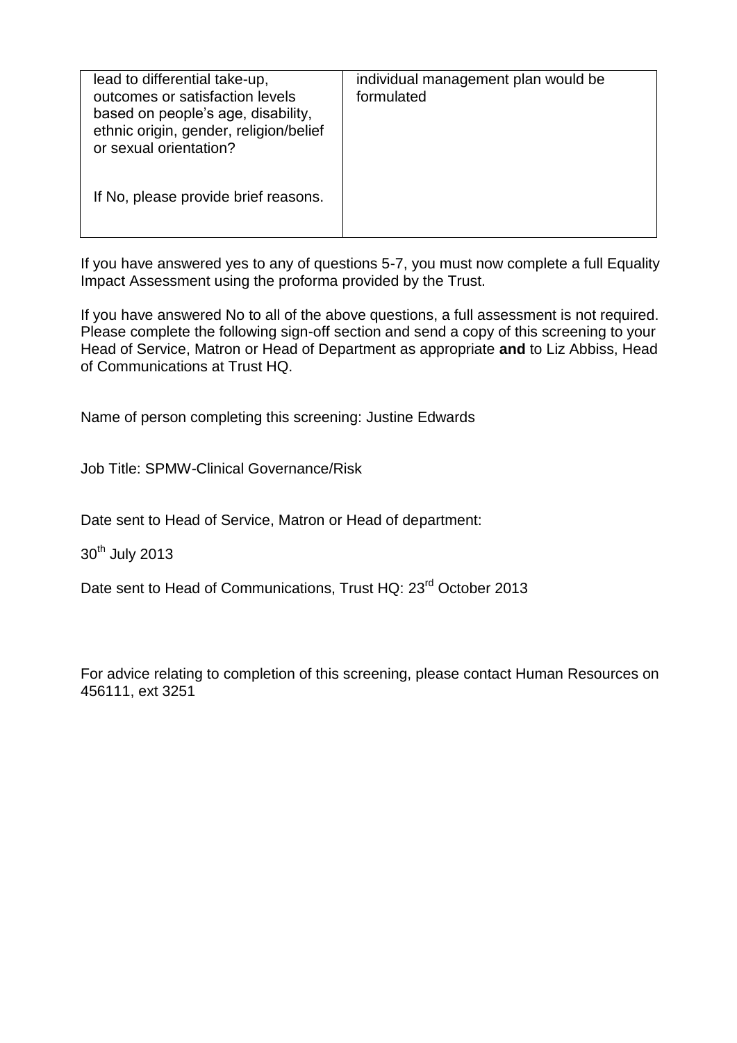| | |
|---|---|
| lead to differential take-up, outcomes or satisfaction levels based on people's age, disability, ethnic origin, gender, religion/belief or sexual orientation?<br><br>If No, please provide brief reasons. | individual management plan would be formulated |

If you have answered yes to any of questions 5-7, you must now complete a full Equality Impact Assessment using the proforma provided by the Trust.

If you have answered No to all of the above questions, a full assessment is not required. Please complete the following sign-off section and send a copy of this screening to your Head of Service, Matron or Head of Department as appropriate **and** to Liz Abbiss, Head of Communications at Trust HQ.

Name of person completing this screening: Justine Edwards

Job Title: SPMW-Clinical Governance/Risk

Date sent to Head of Service, Matron or Head of department:

30th July 2013

Date sent to Head of Communications, Trust HQ: 23rd October 2013

For advice relating to completion of this screening, please contact Human Resources on 456111, ext 3251